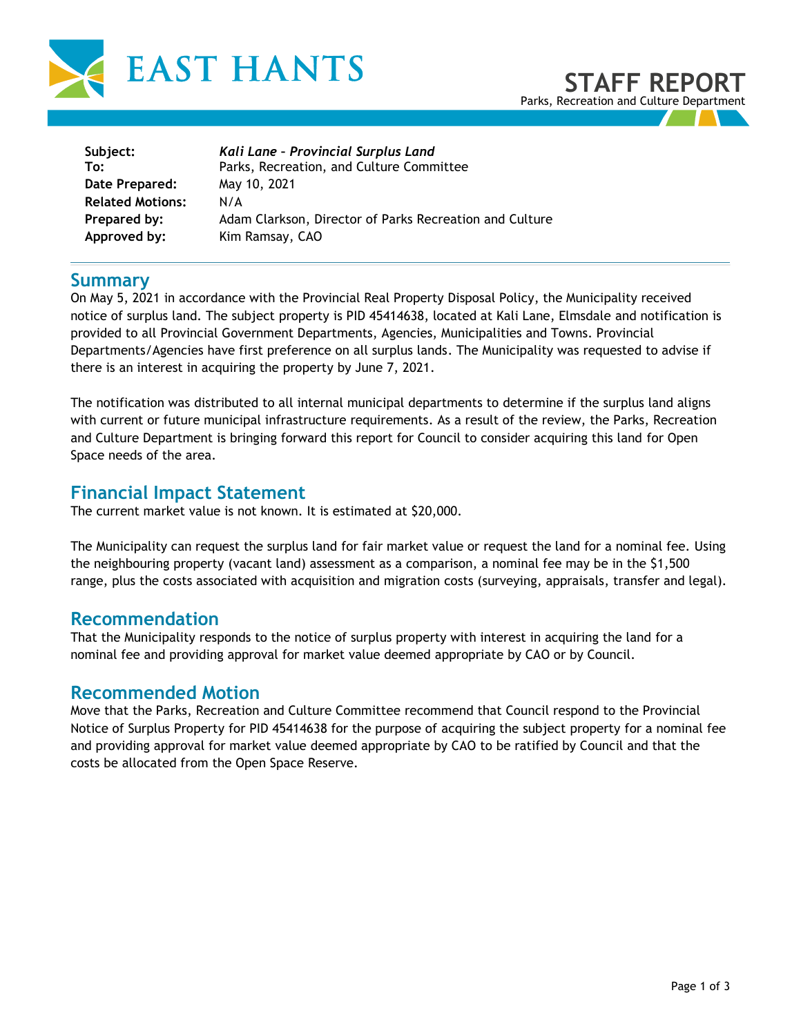# EAST HANTS

## STAFF REPORT

Parks, Recreation and Culture Department

| | |
|---|---|
| **Subject:** | ***Kali Lane – Provincial Surplus Land*** |
| **To:** | Parks, Recreation, and Culture Committee |
| **Date Prepared:** | May 10, 2021 |
| **Related Motions:** | N/A |
| **Prepared by:** | Adam Clarkson, Director of Parks Recreation and Culture |
| **Approved by:** | Kim Ramsay, CAO |

## Summary

On May 5, 2021 in accordance with the Provincial Real Property Disposal Policy, the Municipality received notice of surplus land. The subject property is PID 45414638, located at Kali Lane, Elmsdale and notification is provided to all Provincial Government Departments, Agencies, Municipalities and Towns. Provincial Departments/Agencies have first preference on all surplus lands. The Municipality was requested to advise if there is an interest in acquiring the property by June 7, 2021.

The notification was distributed to all internal municipal departments to determine if the surplus land aligns with current or future municipal infrastructure requirements. As a result of the review, the Parks, Recreation and Culture Department is bringing forward this report for Council to consider acquiring this land for Open Space needs of the area.

## Financial Impact Statement

The current market value is not known. It is estimated at $20,000.

The Municipality can request the surplus land for fair market value or request the land for a nominal fee. Using the neighbouring property (vacant land) assessment as a comparison, a nominal fee may be in the $1,500 range, plus the costs associated with acquisition and migration costs (surveying, appraisals, transfer and legal).

## Recommendation

That the Municipality responds to the notice of surplus property with interest in acquiring the land for a nominal fee and providing approval for market value deemed appropriate by CAO or by Council.

## Recommended Motion

Move that the Parks, Recreation and Culture Committee recommend that Council respond to the Provincial Notice of Surplus Property for PID 45414638 for the purpose of acquiring the subject property for a nominal fee and providing approval for market value deemed appropriate by CAO to be ratified by Council and that the costs be allocated from the Open Space Reserve.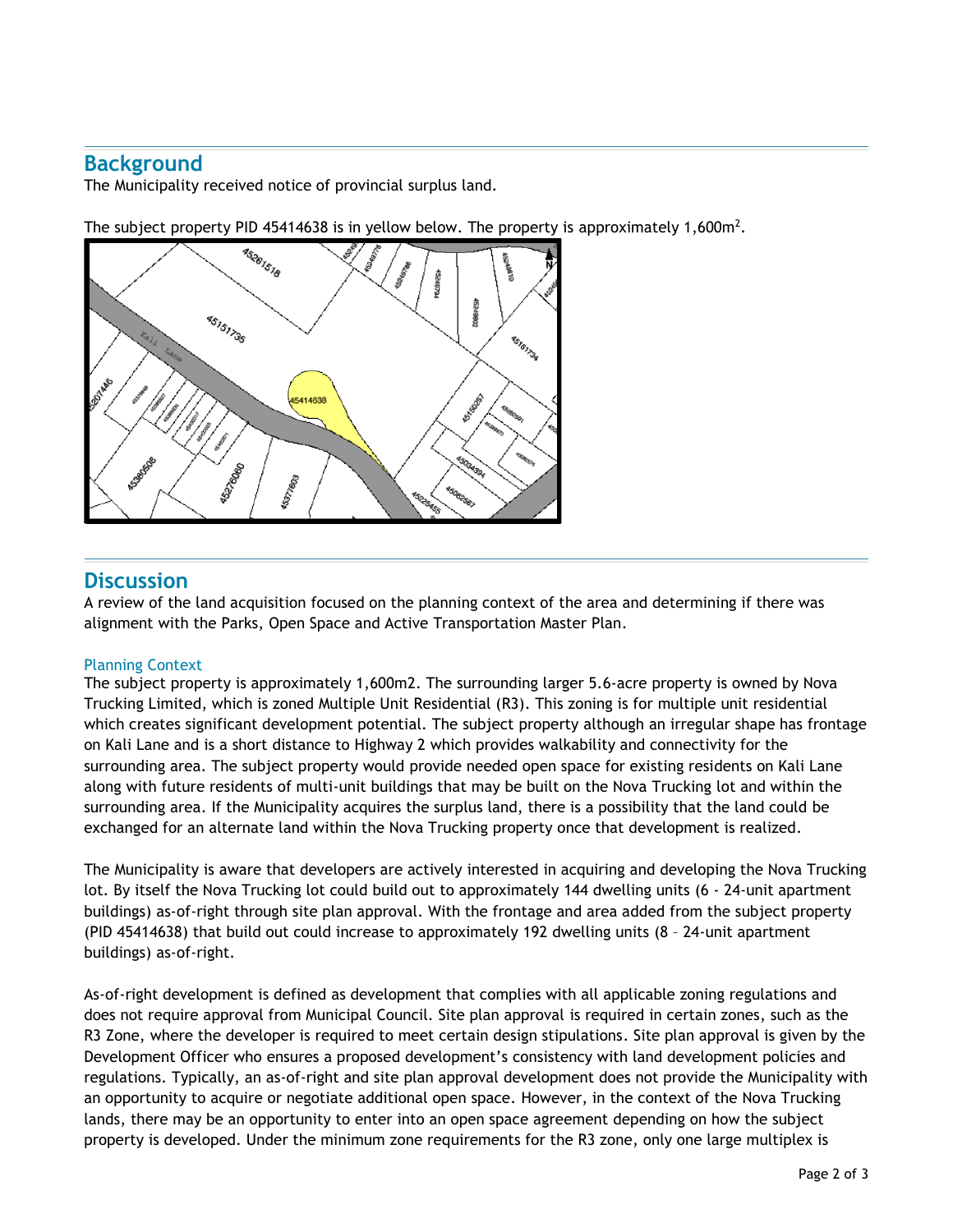## Background

The Municipality received notice of provincial surplus land.

The subject property PID 45414638 is in yellow below. The property is approximately 1,600m$^2$.

## Discussion

A review of the land acquisition focused on the planning context of the area and determining if there was alignment with the Parks, Open Space and Active Transportation Master Plan.

### Planning Context

The subject property is approximately 1,600m2. The surrounding larger 5.6-acre property is owned by Nova Trucking Limited, which is zoned Multiple Unit Residential (R3). This zoning is for multiple unit residential which creates significant development potential. The subject property although an irregular shape has frontage on Kali Lane and is a short distance to Highway 2 which provides walkability and connectivity for the surrounding area. The subject property would provide needed open space for existing residents on Kali Lane along with future residents of multi-unit buildings that may be built on the Nova Trucking lot and within the surrounding area. If the Municipality acquires the surplus land, there is a possibility that the land could be exchanged for an alternate land within the Nova Trucking property once that development is realized.

The Municipality is aware that developers are actively interested in acquiring and developing the Nova Trucking lot. By itself the Nova Trucking lot could build out to approximately 144 dwelling units (6 - 24-unit apartment buildings) as-of-right through site plan approval. With the frontage and area added from the subject property (PID 45414638) that build out could increase to approximately 192 dwelling units (8 – 24-unit apartment buildings) as-of-right.

As-of-right development is defined as development that complies with all applicable zoning regulations and does not require approval from Municipal Council. Site plan approval is required in certain zones, such as the R3 Zone, where the developer is required to meet certain design stipulations. Site plan approval is given by the Development Officer who ensures a proposed development's consistency with land development policies and regulations. Typically, an as-of-right and site plan approval development does not provide the Municipality with an opportunity to acquire or negotiate additional open space. However, in the context of the Nova Trucking lands, there may be an opportunity to enter into an open space agreement depending on how the subject property is developed. Under the minimum zone requirements for the R3 zone, only one large multiplex is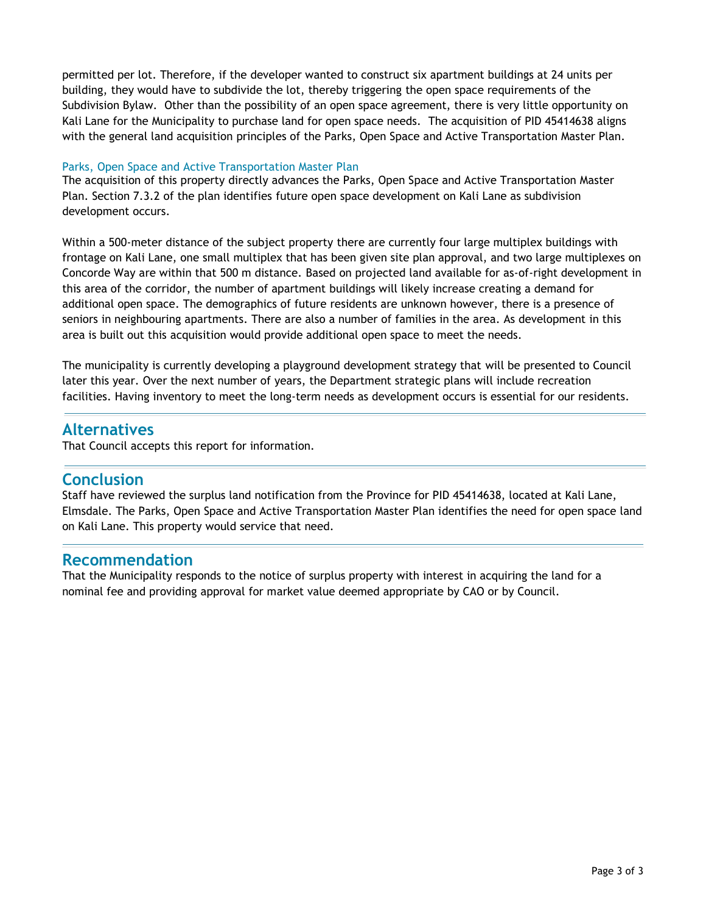permitted per lot. Therefore, if the developer wanted to construct six apartment buildings at 24 units per building, they would have to subdivide the lot, thereby triggering the open space requirements of the Subdivision Bylaw. Other than the possibility of an open space agreement, there is very little opportunity on Kali Lane for the Municipality to purchase land for open space needs. The acquisition of PID 45414638 aligns with the general land acquisition principles of the Parks, Open Space and Active Transportation Master Plan.

### Parks, Open Space and Active Transportation Master Plan

The acquisition of this property directly advances the Parks, Open Space and Active Transportation Master Plan. Section 7.3.2 of the plan identifies future open space development on Kali Lane as subdivision development occurs.

Within a 500-meter distance of the subject property there are currently four large multiplex buildings with frontage on Kali Lane, one small multiplex that has been given site plan approval, and two large multiplexes on Concorde Way are within that 500 m distance. Based on projected land available for as-of-right development in this area of the corridor, the number of apartment buildings will likely increase creating a demand for additional open space. The demographics of future residents are unknown however, there is a presence of seniors in neighbouring apartments. There are also a number of families in the area. As development in this area is built out this acquisition would provide additional open space to meet the needs.

The municipality is currently developing a playground development strategy that will be presented to Council later this year. Over the next number of years, the Department strategic plans will include recreation facilities. Having inventory to meet the long-term needs as development occurs is essential for our residents.

## Alternatives

That Council accepts this report for information.

## Conclusion

Staff have reviewed the surplus land notification from the Province for PID 45414638, located at Kali Lane, Elmsdale. The Parks, Open Space and Active Transportation Master Plan identifies the need for open space land on Kali Lane. This property would service that need.

## Recommendation

That the Municipality responds to the notice of surplus property with interest in acquiring the land for a nominal fee and providing approval for market value deemed appropriate by CAO or by Council.